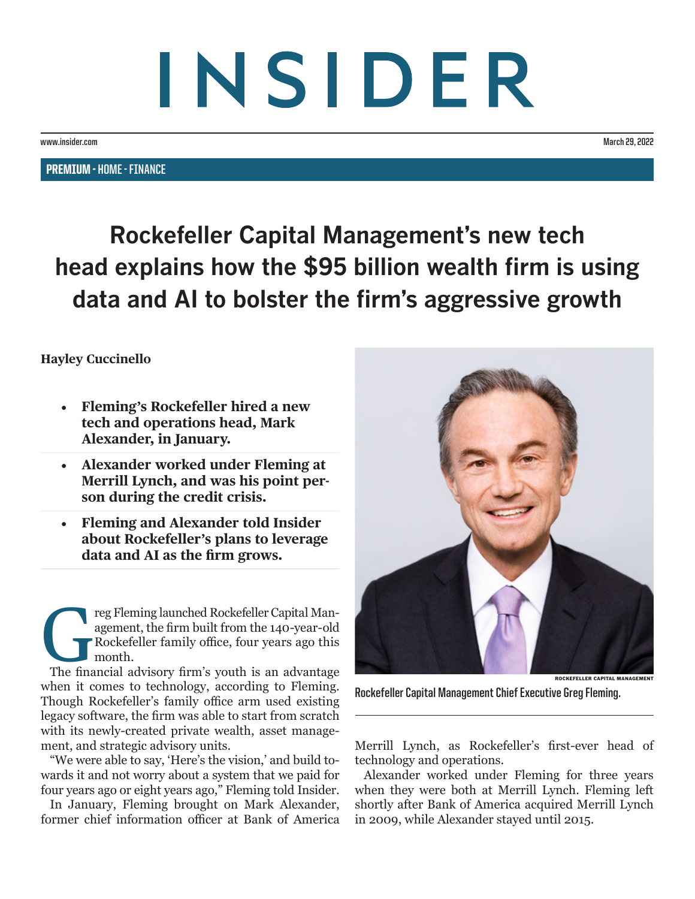# INSIDER

www.insider.com

March 29, 2022

**PREMIUM** - HOME - FINANCE

## Rockefeller Capital Management's new tech head explains how the $95 billion wealth firm is using data and AI to bolster the firm's aggressive growth

**Hayley Cuccinello**

- **Fleming's Rockefeller hired a new tech and operations head, Mark Alexander, in January.**
- **Alexander worked under Fleming at Merrill Lynch, and was his point person during the credit crisis.**
- **Fleming and Alexander told Insider about Rockefeller's plans to leverage data and AI as the firm grows.**

Greg Fleming launched Rockefeller Capital Management, the firm built from the 140-year-old Rockefeller family office, four years ago this month.

The financial advisory firm's youth is an advantage when it comes to technology, according to Fleming. Though Rockefeller's family office arm used existing legacy software, the firm was able to start from scratch with its newly-created private wealth, asset management, and strategic advisory units.

"We were able to say, 'Here's the vision,' and build towards it and not worry about a system that we paid for four years ago or eight years ago," Fleming told Insider.

In January, Fleming brought on Mark Alexander, former chief information officer at Bank of America Merrill Lynch, as Rockefeller's first-ever head of technology and operations.

ROCKEFELLER CAPITAL MANAGEMENT

Rockefeller Capital Management Chief Executive Greg Fleming.

Alexander worked under Fleming for three years when they were both at Merrill Lynch. Fleming left shortly after Bank of America acquired Merrill Lynch in 2009, while Alexander stayed until 2015.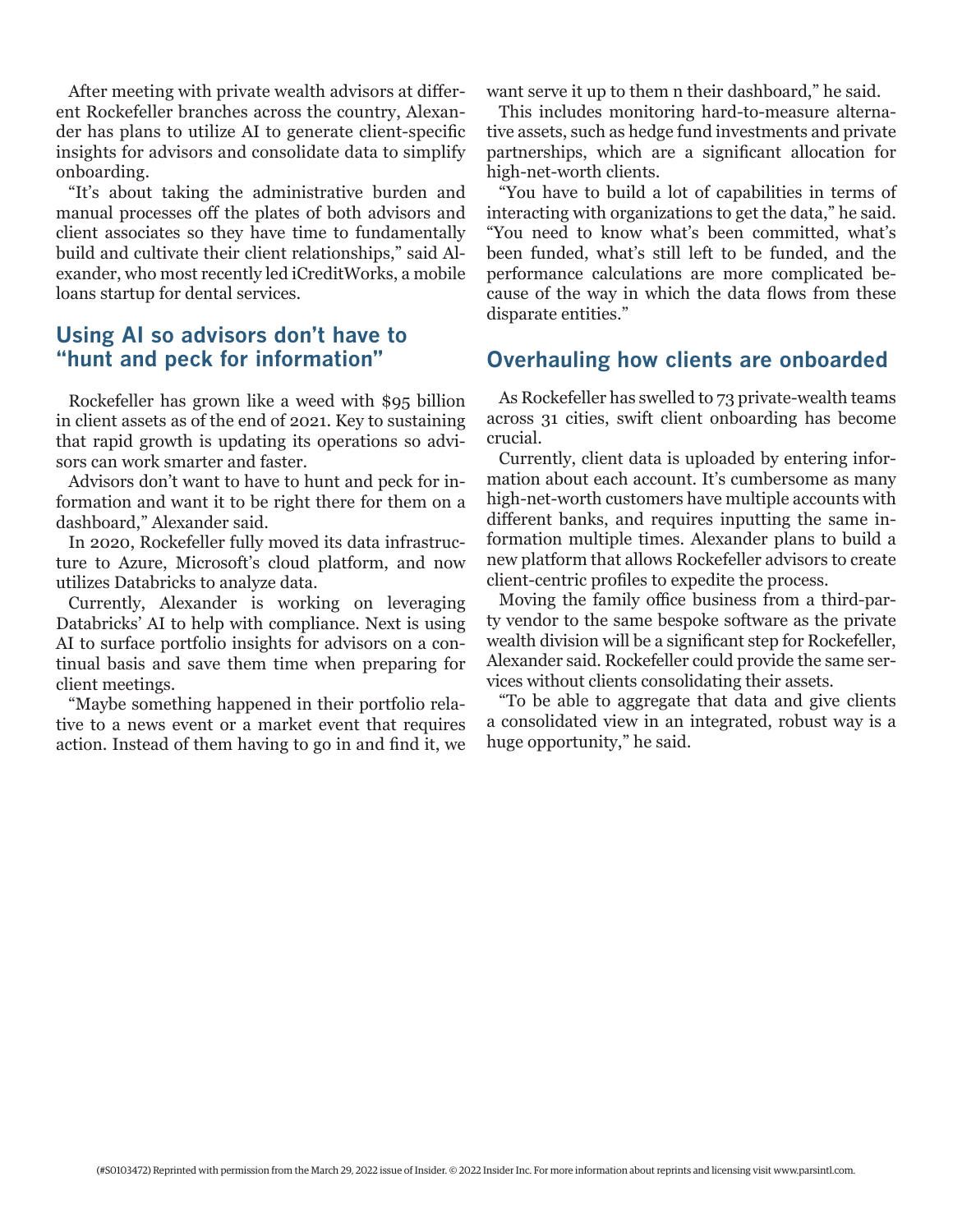After meeting with private wealth advisors at different Rockefeller branches across the country, Alexander has plans to utilize AI to generate client-specific insights for advisors and consolidate data to simplify onboarding.

"It's about taking the administrative burden and manual processes off the plates of both advisors and client associates so they have time to fundamentally build and cultivate their client relationships," said Alexander, who most recently led iCreditWorks, a mobile loans startup for dental services.

## Using AI so advisors don't have to "hunt and peck for information"

Rockefeller has grown like a weed with $95 billion in client assets as of the end of 2021. Key to sustaining that rapid growth is updating its operations so advisors can work smarter and faster.

Advisors don't want to have to hunt and peck for information and want it to be right there for them on a dashboard," Alexander said.

In 2020, Rockefeller fully moved its data infrastructure to Azure, Microsoft's cloud platform, and now utilizes Databricks to analyze data.

Currently, Alexander is working on leveraging Databricks' AI to help with compliance. Next is using AI to surface portfolio insights for advisors on a continual basis and save them time when preparing for client meetings.

"Maybe something happened in their portfolio relative to a news event or a market event that requires action. Instead of them having to go in and find it, we want serve it up to them n their dashboard," he said.

This includes monitoring hard-to-measure alternative assets, such as hedge fund investments and private partnerships, which are a significant allocation for high-net-worth clients.

"You have to build a lot of capabilities in terms of interacting with organizations to get the data," he said. "You need to know what's been committed, what's been funded, what's still left to be funded, and the performance calculations are more complicated because of the way in which the data flows from these disparate entities."

## Overhauling how clients are onboarded

As Rockefeller has swelled to 73 private-wealth teams across 31 cities, swift client onboarding has become crucial.

Currently, client data is uploaded by entering information about each account. It's cumbersome as many high-net-worth customers have multiple accounts with different banks, and requires inputting the same information multiple times. Alexander plans to build a new platform that allows Rockefeller advisors to create client-centric profiles to expedite the process.

Moving the family office business from a third-party vendor to the same bespoke software as the private wealth division will be a significant step for Rockefeller, Alexander said. Rockefeller could provide the same services without clients consolidating their assets.

"To be able to aggregate that data and give clients a consolidated view in an integrated, robust way is a huge opportunity," he said.

(#S0103472) Reprinted with permission from the March 29, 2022 issue of Insider. © 2022 Insider Inc. For more information about reprints and licensing visit www.parsintl.com.